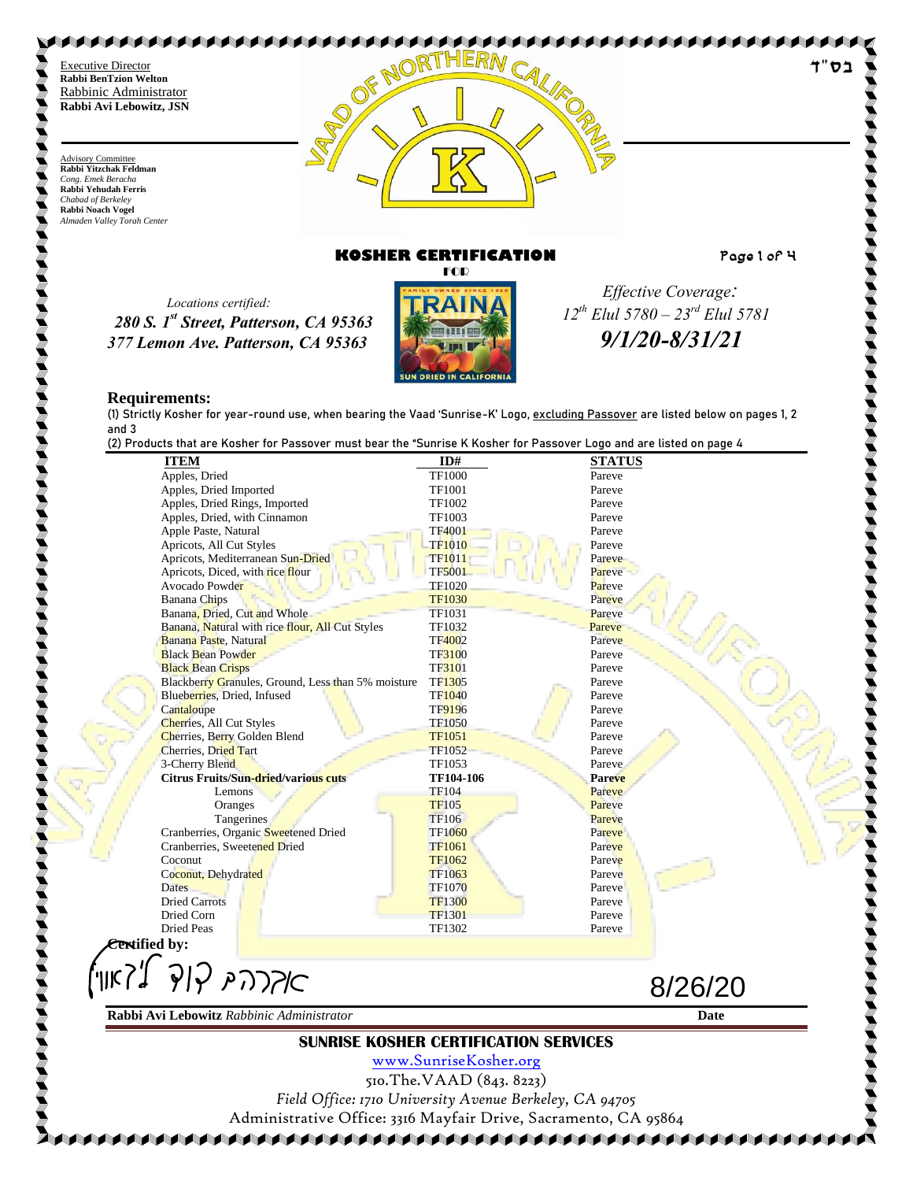בס"ד

Executive Director
**Rabbi BenTzion Welton**
Rabbinic Administrator
**Rabbi Avi Lebowitz, JSN**

Advisory Committee
**Rabbi Yitzchak Feldman**
*Cong. Emek Beracha*
**Rabbi Yehudah Ferris**
*Chabad of Berkeley*
**Rabbi Noach Vogel**
*Almaden Valley Torah Center*

VAAD OF NORTHERN CALIFORNIA

# KOSHER CERTIFICATION

FOR

*Locations certified:*
***280 S. 1st Street, Patterson, CA 95363***
***377 Lemon Ave. Patterson, CA 95363***

TRAINA — FAMILY OWNED SINCE 1926 — SUN DRIED IN CALIFORNIA

*Effective Coverage:*
*12th Elul 5780 – 23rd Elul 5781*
***9/1/20-8/31/21***

## Requirements:

(1) Strictly Kosher for year-round use, when bearing the Vaad 'Sunrise-K' Logo, excluding Passover are listed below on pages 1, 2 and 3
(2) Products that are Kosher for Passover must bear the "Sunrise K Kosher for Passover Logo and are listed on page 4

| ITEM | ID# | STATUS |
|---|---|---|
| Apples, Dried | TF1000 | Pareve |
| Apples, Dried Imported | TF1001 | Pareve |
| Apples, Dried Rings, Imported | TF1002 | Pareve |
| Apples, Dried, with Cinnamon | TF1003 | Pareve |
| Apple Paste, Natural | TF4001 | Pareve |
| Apricots, All Cut Styles | TF1010 | Pareve |
| Apricots, Mediterranean Sun-Dried | TF1011 | Pareve |
| Apricots, Diced, with rice flour | TF5001 | Pareve |
| Avocado Powder | TF1020 | Pareve |
| Banana Chips | TF1030 | Pareve |
| Banana, Dried, Cut and Whole | TF1031 | Pareve |
| Banana, Natural with rice flour, All Cut Styles | TF1032 | Pareve |
| Banana Paste, Natural | TF4002 | Pareve |
| Black Bean Powder | TF3100 | Pareve |
| Black Bean Crisps | TF3101 | Pareve |
| Blackberry Granules, Ground, Less than 5% moisture | TF1305 | Pareve |
| Blueberries, Dried, Infused | TF1040 | Pareve |
| Cantaloupe | TF9196 | Pareve |
| Cherries, All Cut Styles | TF1050 | Pareve |
| Cherries, Berry Golden Blend | TF1051 | Pareve |
| Cherries, Dried Tart | TF1052 | Pareve |
| 3-Cherry Blend | TF1053 | Pareve |
| **Citrus Fruits/Sun-dried/various cuts** | **TF104-106** | **Pareve** |
| Lemons | TF104 | Pareve |
| Oranges | TF105 | Pareve |
| Tangerines | TF106 | Pareve |
| Cranberries, Organic Sweetened Dried | TF1060 | Pareve |
| Cranberries, Sweetened Dried | TF1061 | Pareve |
| Coconut | TF1062 | Pareve |
| Coconut, Dehydrated | TF1063 | Pareve |
| Dates | TF1070 | Pareve |
| Dried Carrots | TF1300 | Pareve |
| Dried Corn | TF1301 | Pareve |
| Dried Peas | TF1302 | Pareve |

**Certified by:**

אברהם קלמן ליבוויץ

8/26/20

**Rabbi Avi Lebowitz** *Rabbinic Administrator* — **Date**

**SUNRISE KOSHER CERTIFICATION SERVICES**

www.SunriseKosher.org

510.The.VAAD (843. 8223)

*Field Office: 1710 University Avenue Berkeley, CA 94705*

Administrative Office: 3316 Mayfair Drive, Sacramento, CA 95864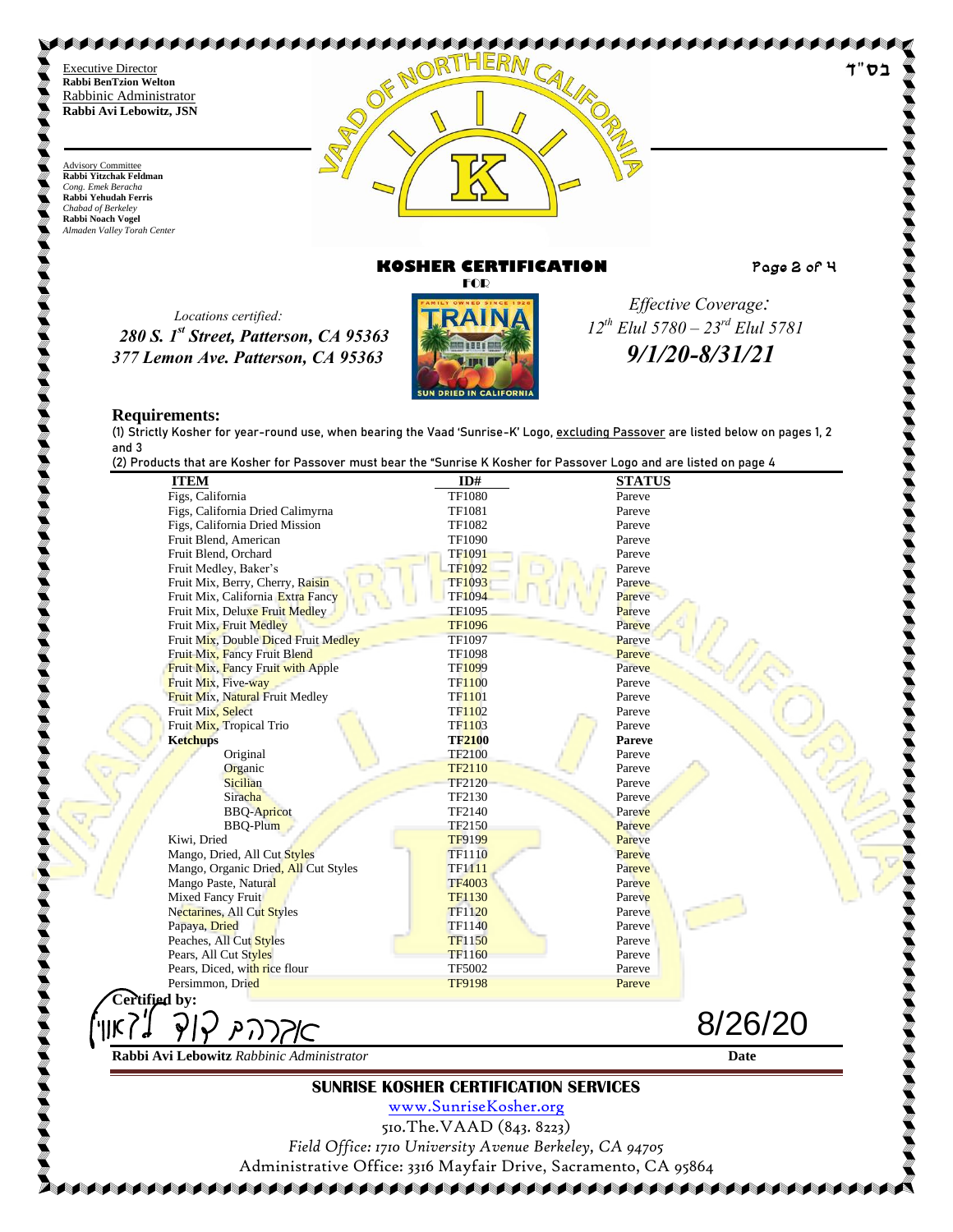Executive Director
**Rabbi BenTzion Welton**
Rabbinic Administrator
**Rabbi Avi Lebowitz, JSN**

Advisory Committee
**Rabbi Yitzchak Feldman**
*Cong. Emek Beracha*
**Rabbi Yehudah Ferris**
*Chabad of Berkeley*
**Rabbi Noach Vogel**
*Almaden Valley Torah Center*

בס"ד

VAAD OF NORTHERN CALIFORNIA

# KOSHER CERTIFICATION

FOR

TRAINA — FAMILY OWNED SINCE 1926 — SUN DRIED IN CALIFORNIA

*Locations certified:*
***280 S. 1st Street, Patterson, CA 95363***
***377 Lemon Ave. Patterson, CA 95363***

*Effective Coverage:*
*12th Elul 5780 – 23rd Elul 5781*
***9/1/20-8/31/21***

## Requirements:

(1) Strictly Kosher for year-round use, when bearing the Vaad 'Sunrise-K' Logo, excluding Passover are listed below on pages 1, 2 and 3

(2) Products that are Kosher for Passover must bear the "Sunrise K Kosher for Passover Logo and are listed on page 4

| ITEM | ID# | STATUS |
|---|---|---|
| Figs, California | TF1080 | Pareve |
| Figs, California Dried Calimyrna | TF1081 | Pareve |
| Figs, California Dried Mission | TF1082 | Pareve |
| Fruit Blend, American | TF1090 | Pareve |
| Fruit Blend, Orchard | TF1091 | Pareve |
| Fruit Medley, Baker's | TF1092 | Pareve |
| Fruit Mix, Berry, Cherry, Raisin | TF1093 | Pareve |
| Fruit Mix, California Extra Fancy | TF1094 | Pareve |
| Fruit Mix, Deluxe Fruit Medley | TF1095 | Pareve |
| Fruit Mix, Fruit Medley | TF1096 | Pareve |
| Fruit Mix, Double Diced Fruit Medley | TF1097 | Pareve |
| Fruit Mix, Fancy Fruit Blend | TF1098 | Pareve |
| Fruit Mix, Fancy Fruit with Apple | TF1099 | Pareve |
| Fruit Mix, Five-way | TF1100 | Pareve |
| Fruit Mix, Natural Fruit Medley | TF1101 | Pareve |
| Fruit Mix, Select | TF1102 | Pareve |
| Fruit Mix, Tropical Trio | TF1103 | Pareve |
| **Ketchups** | **TF2100** | **Pareve** |
| Original | TF2100 | Pareve |
| Organic | TF2110 | Pareve |
| Sicilian | TF2120 | Pareve |
| Siracha | TF2130 | Pareve |
| BBQ-Apricot | TF2140 | Pareve |
| BBQ-Plum | TF2150 | Pareve |
| Kiwi, Dried | TF9199 | Pareve |
| Mango, Dried, All Cut Styles | TF1110 | Pareve |
| Mango, Organic Dried, All Cut Styles | TF1111 | Pareve |
| Mango Paste, Natural | TF4003 | Pareve |
| Mixed Fancy Fruit | TF1130 | Pareve |
| Nectarines, All Cut Styles | TF1120 | Pareve |
| Papaya, Dried | TF1140 | Pareve |
| Peaches, All Cut Styles | TF1150 | Pareve |
| Pears, All Cut Styles | TF1160 | Pareve |
| Pears, Diced, with rice flour | TF5002 | Pareve |
| Persimmon, Dried | TF9198 | Pareve |

**Certified by:**

אברהם יוסף לייבאוויץ

**Rabbi Avi Lebowitz** *Rabbinic Administrator*

8/26/20
**Date**

**SUNRISE KOSHER CERTIFICATION SERVICES**

www.SunriseKosher.org

510.The.VAAD (843. 8223)

*Field Office: 1710 University Avenue Berkeley, CA 94705*

Administrative Office: 3316 Mayfair Drive, Sacramento, CA 95864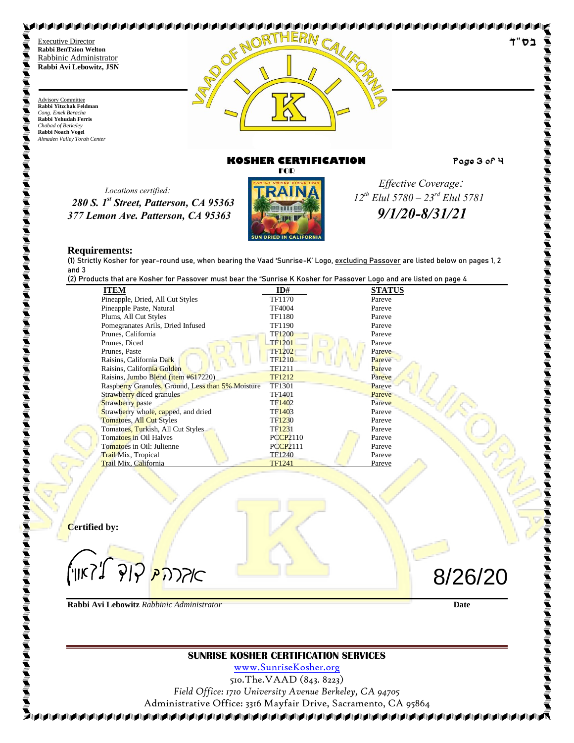בס"ד

Executive Director
**Rabbi BenTzion Welton**
Rabbinic Administrator
**Rabbi Avi Lebowitz, JSN**

Advisory Committee
**Rabbi Yitzchak Feldman**
*Cong. Emek Beracha*
**Rabbi Yehudah Ferris**
*Chabad of Berkeley*
**Rabbi Noach Vogel**
*Almaden Valley Torah Center*

VAAD OF NORTHERN CALIFORNIA

# KOSHER CERTIFICATION

FOR

TRAINA — FAMILY OWNED SINCE 1926 — SUN DRIED IN CALIFORNIA

*Locations certified:*
***280 S. 1st Street, Patterson, CA 95363***
***377 Lemon Ave. Patterson, CA 95363***

*Effective Coverage:*
*12th Elul 5780 – 23rd Elul 5781*
***9/1/20-8/31/21***

## Requirements:

(1) Strictly Kosher for year-round use, when bearing the Vaad 'Sunrise-K' Logo, excluding Passover are listed below on pages 1, 2 and 3

(2) Products that are Kosher for Passover must bear the "Sunrise K Kosher for Passover Logo and are listed on page 4

| ITEM | ID# | STATUS |
|---|---|---|
| Pineapple, Dried, All Cut Styles | TF1170 | Pareve |
| Pineapple Paste, Natural | TF4004 | Pareve |
| Plums, All Cut Styles | TF1180 | Pareve |
| Pomegranates Arils, Dried Infused | TF1190 | Pareve |
| Prunes, California | TF1200 | Pareve |
| Prunes, Diced | TF1201 | Pareve |
| Prunes, Paste | TF1202 | Pareve |
| Raisins, California Dark | TF1210 | Pareve |
| Raisins, California Golden | TF1211 | Pareve |
| Raisins, Jumbo Blend (item #617220) | TF1212 | Pareve |
| Raspberry Granules, Ground, Less than 5% Moisture | TF1301 | Pareve |
| Strawberry diced granules | TF1401 | Pareve |
| Strawberry paste | TF1402 | Pareve |
| Strawberry whole, capped, and dried | TF1403 | Pareve |
| Tomatoes, All Cut Styles | TF1230 | Pareve |
| Tomatoes, Turkish, All Cut Styles | TF1231 | Pareve |
| Tomatoes in Oil Halves | PCCP2110 | Pareve |
| Tomatoes in Oil: Julienne | PCCP2111 | Pareve |
| Trail Mix, Tropical | TF1240 | Pareve |
| Trail Mix, California | TF1241 | Pareve |

**Certified by:**

אברהם דוד לעבאוויץ

**Rabbi Avi Lebowitz** *Rabbinic Administrator*

8/26/20
**Date**

**SUNRISE KOSHER CERTIFICATION SERVICES**

www.SunriseKosher.org

510.The.VAAD (843. 8223)

*Field Office: 1710 University Avenue Berkeley, CA 94705*

Administrative Office: 3316 Mayfair Drive, Sacramento, CA 95864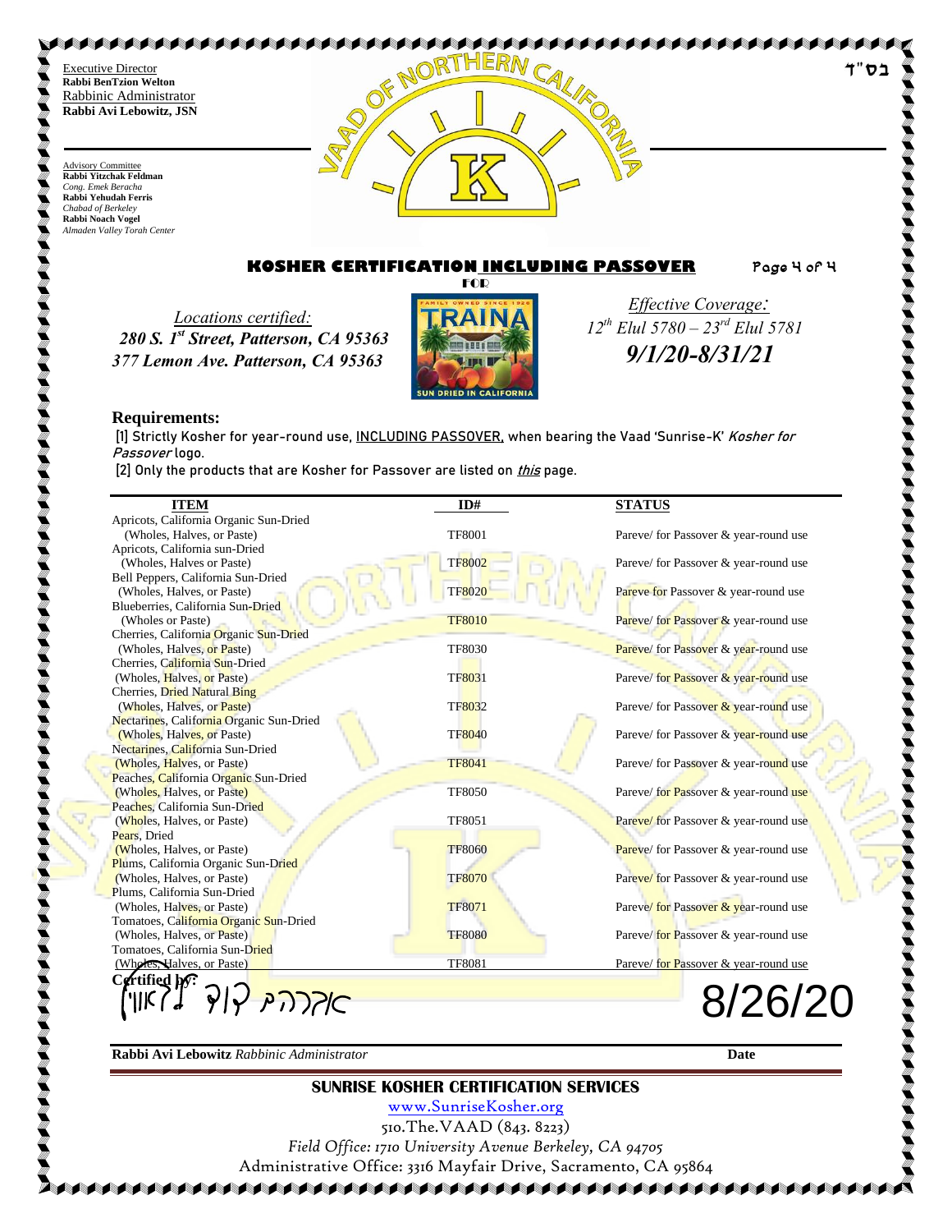Executive Director
**Rabbi BenTzion Welton**
Rabbinic Administrator
**Rabbi Avi Lebowitz, JSN**

בס"ד

Advisory Committee
**Rabbi Yitzchak Feldman**
*Cong. Emek Beracha*
**Rabbi Yehudah Ferris**
*Chabad of Berkeley*
**Rabbi Noach Vogel**
*Almaden Valley Torah Center*

VAAD OF NORTHERN CALIFORNIA

# KOSHER CERTIFICATION INCLUDING PASSOVER

FOR

*Locations certified:*
***280 S. 1st Street, Patterson, CA 95363***
***377 Lemon Ave. Patterson, CA 95363***

TRAINA
FAMILY OWNED SINCE 1926
SUN DRIED IN CALIFORNIA

*Effective Coverage:*
*12th Elul 5780 – 23rd Elul 5781*
***9/1/20-8/31/21***

## Requirements:

[1] Strictly Kosher for year-round use, INCLUDING PASSOVER, when bearing the Vaad 'Sunrise-K' *Kosher for Passover* logo.
[2] Only the products that are Kosher for Passover are listed on *this* page.

| ITEM | ID# | STATUS |
|---|---|---|
| Apricots, California Organic Sun-Dried (Wholes, Halves, or Paste) | TF8001 | Pareve/ for Passover & year-round use |
| Apricots, California sun-Dried (Wholes, Halves or Paste) | TF8002 | Pareve/ for Passover & year-round use |
| Bell Peppers, California Sun-Dried (Wholes, Halves, or Paste) | TF8020 | Pareve for Passover & year-round use |
| Blueberries, California Sun-Dried (Wholes or Paste) | TF8010 | Pareve/ for Passover & year-round use |
| Cherries, California Organic Sun-Dried (Wholes, Halves, or Paste) | TF8030 | Pareve/ for Passover & year-round use |
| Cherries, California Sun-Dried (Wholes, Halves, or Paste) | TF8031 | Pareve/ for Passover & year-round use |
| Cherries, Dried Natural Bing (Wholes, Halves, or Paste) | TF8032 | Pareve/ for Passover & year-round use |
| Nectarines, California Organic Sun-Dried (Wholes, Halves, or Paste) | TF8040 | Pareve/ for Passover & year-round use |
| Nectarines, California Sun-Dried (Wholes, Halves, or Paste) | TF8041 | Pareve/ for Passover & year-round use |
| Peaches, California Organic Sun-Dried (Wholes, Halves, or Paste) | TF8050 | Pareve/ for Passover & year-round use |
| Peaches, California Sun-Dried (Wholes, Halves, or Paste) | TF8051 | Pareve/ for Passover & year-round use |
| Pears, Dried (Wholes, Halves, or Paste) | TF8060 | Pareve/ for Passover & year-round use |
| Plums, California Organic Sun-Dried (Wholes, Halves, or Paste) | TF8070 | Pareve/ for Passover & year-round use |
| Plums, California Sun-Dried (Wholes, Halves, or Paste) | TF8071 | Pareve/ for Passover & year-round use |
| Tomatoes, California Organic Sun-Dried (Wholes, Halves, or Paste) | TF8080 | Pareve/ for Passover & year-round use |
| Tomatoes, California Sun-Dried (Wholes, Halves, or Paste) | TF8081 | Pareve/ for Passover & year-round use |

Certified by: אברהם קלב לעבאוויץ — 8/26/20

**Rabbi Avi Lebowitz** *Rabbinic Administrator* — **Date**

**SUNRISE KOSHER CERTIFICATION SERVICES**

www.SunriseKosher.org

510.The.VAAD (843. 8223)

*Field Office: 1710 University Avenue Berkeley, CA 94705*

Administrative Office: 3316 Mayfair Drive, Sacramento, CA 95864